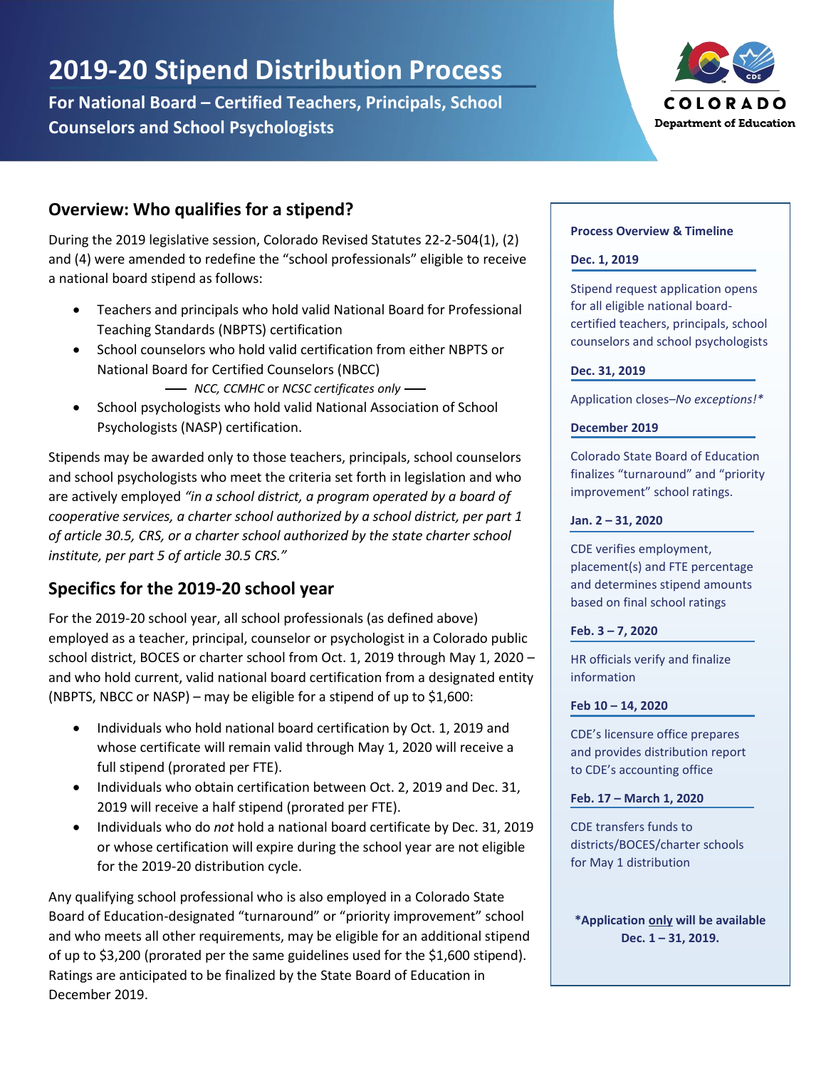# 2019-20 Stipend Distribution Process

**For National Board – Certified Teachers, Principals, School Counselors and School Psychologists**

COLORADO
Department of Education

## Overview: Who qualifies for a stipend?

During the 2019 legislative session, Colorado Revised Statutes 22-2-504(1), (2) and (4) were amended to redefine the "school professionals" eligible to receive a national board stipend as follows:

- Teachers and principals who hold valid National Board for Professional Teaching Standards (NBPTS) certification
- School counselors who hold valid certification from either NBPTS or National Board for Certified Counselors (NBCC)
  — *NCC, CCMHC* or *NCSC certificates only* —
- School psychologists who hold valid National Association of School Psychologists (NASP) certification.

Stipends may be awarded only to those teachers, principals, school counselors and school psychologists who meet the criteria set forth in legislation and who are actively employed *"in a school district, a program operated by a board of cooperative services, a charter school authorized by a school district, per part 1 of article 30.5, CRS, or a charter school authorized by the state charter school institute, per part 5 of article 30.5 CRS."*

## Specifics for the 2019-20 school year

For the 2019-20 school year, all school professionals (as defined above) employed as a teacher, principal, counselor or psychologist in a Colorado public school district, BOCES or charter school from Oct. 1, 2019 through May 1, 2020 – and who hold current, valid national board certification from a designated entity (NBPTS, NBCC or NASP) – may be eligible for a stipend of up to $1,600:

- Individuals who hold national board certification by Oct. 1, 2019 and whose certificate will remain valid through May 1, 2020 will receive a full stipend (prorated per FTE).
- Individuals who obtain certification between Oct. 2, 2019 and Dec. 31, 2019 will receive a half stipend (prorated per FTE).
- Individuals who do *not* hold a national board certificate by Dec. 31, 2019 or whose certification will expire during the school year are not eligible for the 2019-20 distribution cycle.

Any qualifying school professional who is also employed in a Colorado State Board of Education-designated "turnaround" or "priority improvement" school and who meets all other requirements, may be eligible for an additional stipend of up to $3,200 (prorated per the same guidelines used for the $1,600 stipend). Ratings are anticipated to be finalized by the State Board of Education in December 2019.

**Process Overview & Timeline**

**Dec. 1, 2019**

Stipend request application opens for all eligible national board-certified teachers, principals, school counselors and school psychologists

**Dec. 31, 2019**

Application closes–*No exceptions!\**

**December 2019**

Colorado State Board of Education finalizes "turnaround" and "priority improvement" school ratings.

**Jan. 2 – 31, 2020**

CDE verifies employment, placement(s) and FTE percentage and determines stipend amounts based on final school ratings

**Feb. 3 – 7, 2020**

HR officials verify and finalize information

**Feb 10 – 14, 2020**

CDE's licensure office prepares and provides distribution report to CDE's accounting office

**Feb. 17 – March 1, 2020**

CDE transfers funds to districts/BOCES/charter schools for May 1 distribution

**\*Application only will be available Dec. 1 – 31, 2019.**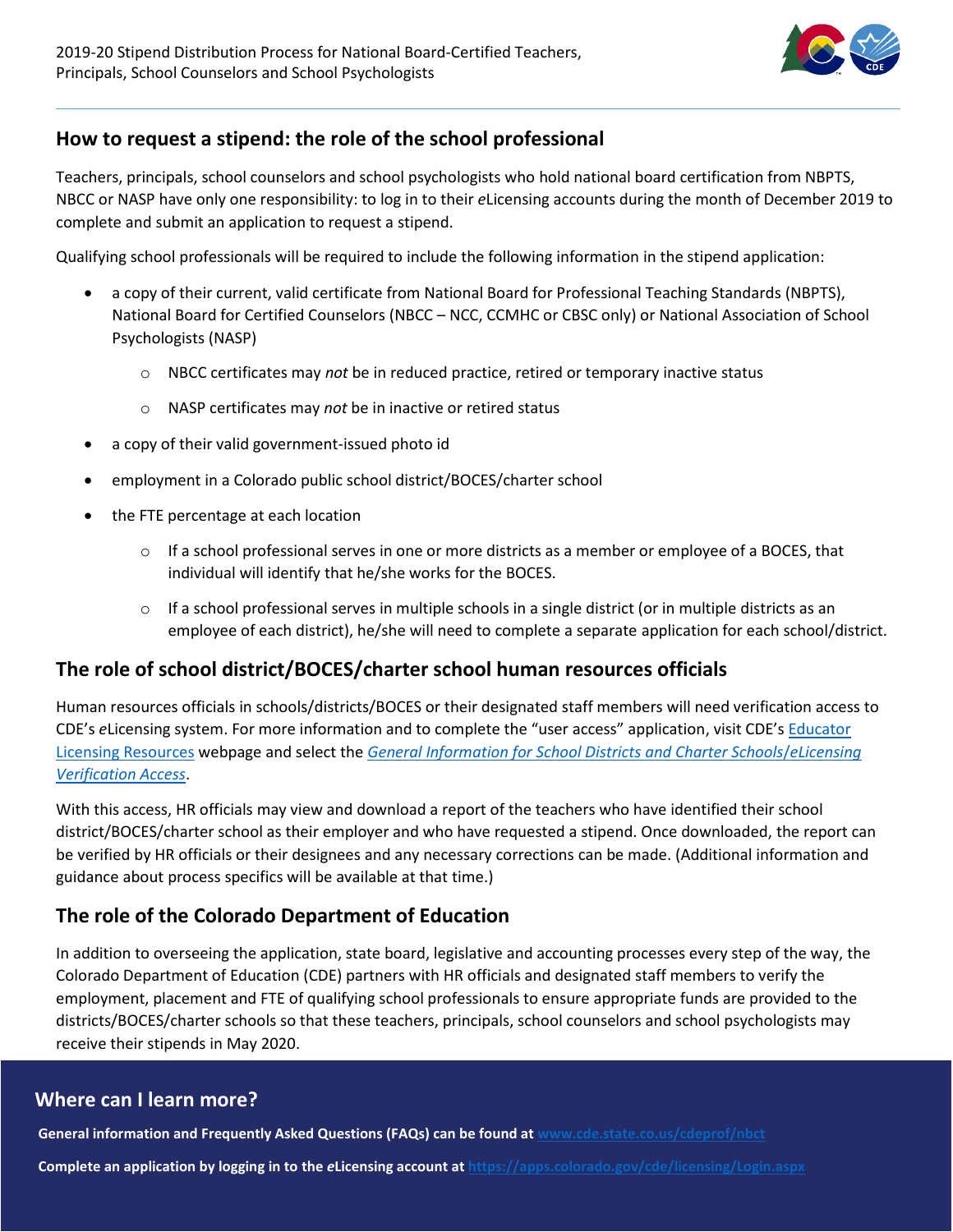## How to request a stipend: the role of the school professional

Teachers, principals, school counselors and school psychologists who hold national board certification from NBPTS, NBCC or NASP have only one responsibility: to log in to their *e*Licensing accounts during the month of December 2019 to complete and submit an application to request a stipend.

Qualifying school professionals will be required to include the following information in the stipend application:

- a copy of their current, valid certificate from National Board for Professional Teaching Standards (NBPTS), National Board for Certified Counselors (NBCC – NCC, CCMHC or CBSC only) or National Association of School Psychologists (NASP)
  - NBCC certificates may *not* be in reduced practice, retired or temporary inactive status
  - NASP certificates may *not* be in inactive or retired status
- a copy of their valid government-issued photo id
- employment in a Colorado public school district/BOCES/charter school
- the FTE percentage at each location
  - If a school professional serves in one or more districts as a member or employee of a BOCES, that individual will identify that he/she works for the BOCES.
  - If a school professional serves in multiple schools in a single district (or in multiple districts as an employee of each district), he/she will need to complete a separate application for each school/district.

## The role of school district/BOCES/charter school human resources officials

Human resources officials in schools/districts/BOCES or their designated staff members will need verification access to CDE's *e*Licensing system. For more information and to complete the "user access" application, visit CDE's Educator Licensing Resources webpage and select the *General Information for School Districts and Charter Schools/eLicensing Verification Access*.

With this access, HR officials may view and download a report of the teachers who have identified their school district/BOCES/charter school as their employer and who have requested a stipend. Once downloaded, the report can be verified by HR officials or their designees and any necessary corrections can be made. (Additional information and guidance about process specifics will be available at that time.)

## The role of the Colorado Department of Education

In addition to overseeing the application, state board, legislative and accounting processes every step of the way, the Colorado Department of Education (CDE) partners with HR officials and designated staff members to verify the employment, placement and FTE of qualifying school professionals to ensure appropriate funds are provided to the districts/BOCES/charter schools so that these teachers, principals, school counselors and school psychologists may receive their stipends in May 2020.

## Where can I learn more?

**General information and Frequently Asked Questions (FAQs) can be found at** www.cde.state.co.us/cdeprof/nbct

**Complete an application by logging in to the *e*Licensing account at** https://apps.colorado.gov/cde/licensing/Login.aspx